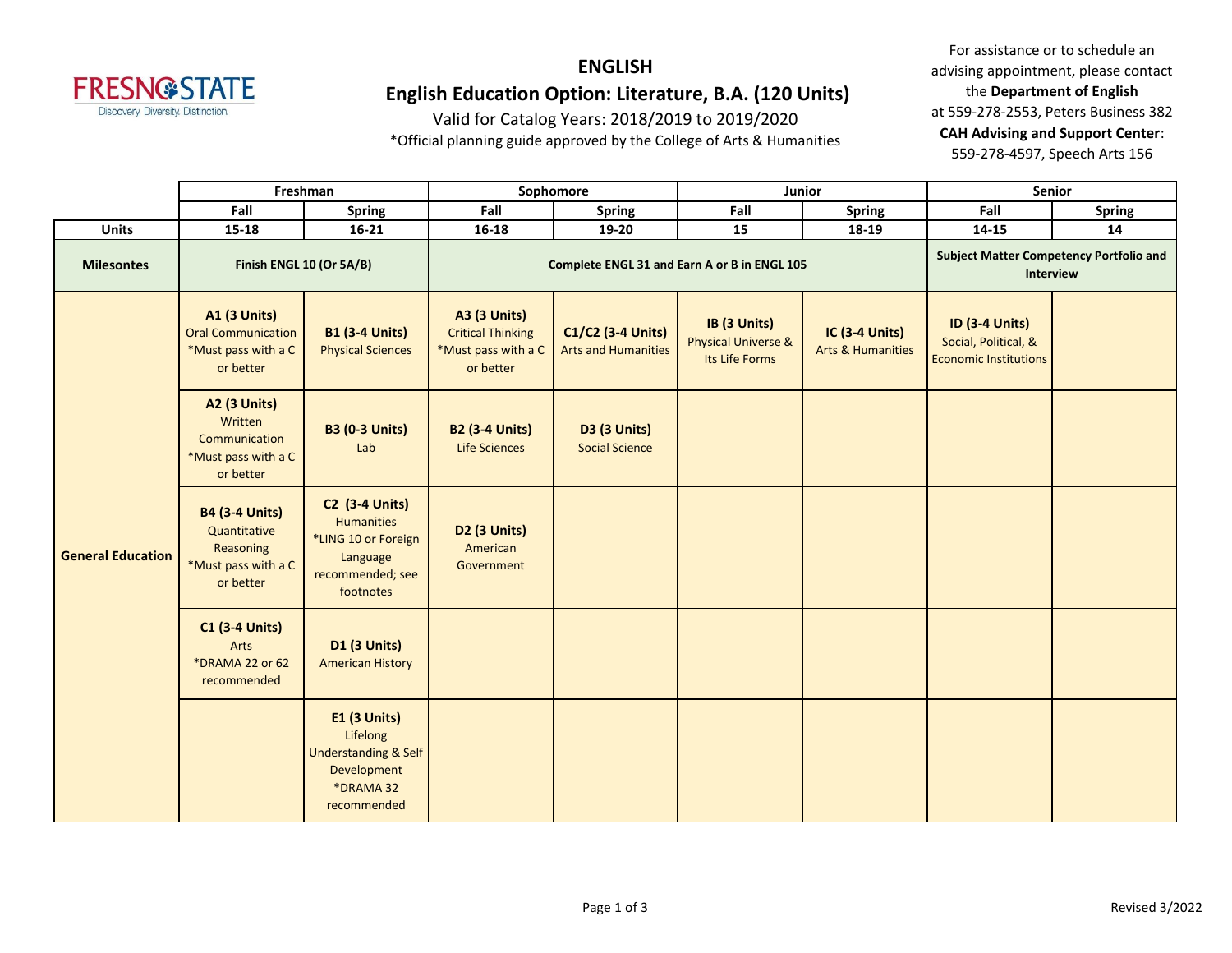# ENGLISH

## English Education Option: Literature, B.A. (120 Units)

Valid for Catalog Years: 2018/2019 to 2019/2020

*Official planning guide approved by the College of Arts & Humanities

For assistance or to schedule an advising appointment, please contact the **Department of English** at 559-278-2553, Peters Business 382

**CAH Advising and Support Center**: 559-278-4597, Speech Arts 156

| | Freshman | | Sophomore | | Junior | | Senior | |
|---|---|---|---|---|---|---|---|---|
| | **Fall** | **Spring** | **Fall** | **Spring** | **Fall** | **Spring** | **Fall** | **Spring** |
| **Units** | **15-18** | **16-21** | **16-18** | **19-20** | **15** | **18-19** | **14-15** | **14** |
| **Milesontes** | **Finish ENGL 10 (Or 5A/B)** | | **Complete ENGL 31 and Earn A or B in ENGL 105** | | | | **Subject Matter Competency Portfolio and Interview** | |
| **General Education** | **A1 (3 Units)** Oral Communication *Must pass with a C or better | **B1 (3-4 Units)** Physical Sciences | **A3 (3 Units)** Critical Thinking *Must pass with a C or better | **C1/C2 (3-4 Units)** Arts and Humanities | **IB (3 Units)** Physical Universe & Its Life Forms | **IC (3-4 Units)** Arts & Humanities | **ID (3-4 Units)** Social, Political, & Economic Institutions | |
| | **A2 (3 Units)** Written Communication *Must pass with a C or better | **B3 (0-3 Units)** Lab | **B2 (3-4 Units)** Life Sciences | **D3 (3 Units)** Social Science | | | | |
| | **B4 (3-4 Units)** Quantitative Reasoning *Must pass with a C or better | **C2 (3-4 Units)** Humanities *LING 10 or Foreign Language recommended; see footnotes | **D2 (3 Units)** American Government | | | | | |
| | **C1 (3-4 Units)** Arts *DRAMA 22 or 62 recommended | **D1 (3 Units)** American History | | | | | | |
| | | **E1 (3 Units)** Lifelong Understanding & Self Development *DRAMA 32 recommended | | | | | | |

Revised 3/2022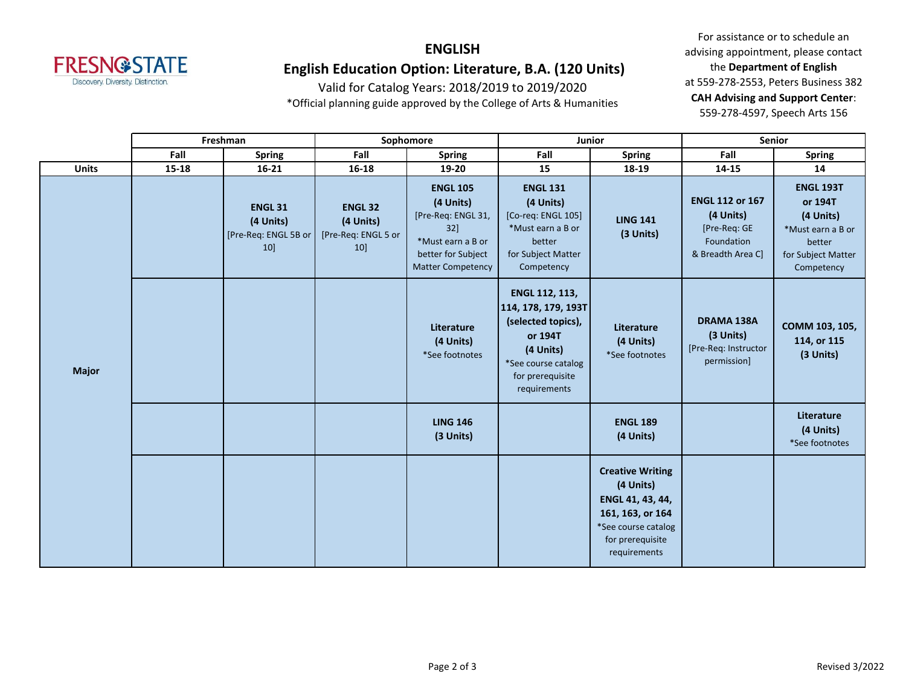# ENGLISH

## English Education Option: Literature, B.A. (120 Units)

Valid for Catalog Years: 2018/2019 to 2019/2020

*Official planning guide approved by the College of Arts & Humanities

For assistance or to schedule an advising appointment, please contact the **Department of English** at 559-278-2553, Peters Business 382
**CAH Advising and Support Center**: 559-278-4597, Speech Arts 156

| | Freshman | | Sophomore | | Junior | | Senior | |
|---|---|---|---|---|---|---|---|---|
| | Fall | Spring | Fall | Spring | Fall | Spring | Fall | Spring |
| **Units** | 15-18 | 16-21 | 16-18 | 19-20 | 15 | 18-19 | 14-15 | 14 |
| **Major** | | **ENGL 31 (4 Units)** [Pre-Req: ENGL 5B or 10] | **ENGL 32 (4 Units)** [Pre-Req: ENGL 5 or 10] | **ENGL 105 (4 Units)** [Pre-Req: ENGL 31, 32] *Must earn a B or better for Subject Matter Competency | **ENGL 131 (4 Units)** [Co-req: ENGL 105] *Must earn a B or better for Subject Matter Competency | **LING 141 (3 Units)** | **ENGL 112 or 167 (4 Units)** [Pre-Req: GE Foundation & Breadth Area C] | **ENGL 193T or 194T (4 Units)** *Must earn a B or better for Subject Matter Competency |
| | | | | **Literature (4 Units)** *See footnotes | **ENGL 112, 113, 114, 178, 179, 193T (selected topics), or 194T (4 Units)** *See course catalog for prerequisite requirements | **Literature (4 Units)** *See footnotes | **DRAMA 138A (3 Units)** [Pre-Req: Instructor permission] | **COMM 103, 105, 114, or 115 (3 Units)** |
| | | | | **LING 146 (3 Units)** | | **ENGL 189 (4 Units)** | | **Literature (4 Units)** *See footnotes |
| | | | | | | **Creative Writing (4 Units) ENGL 41, 43, 44, 161, 163, or 164** *See course catalog for prerequisite requirements | | |

Revised 3/2022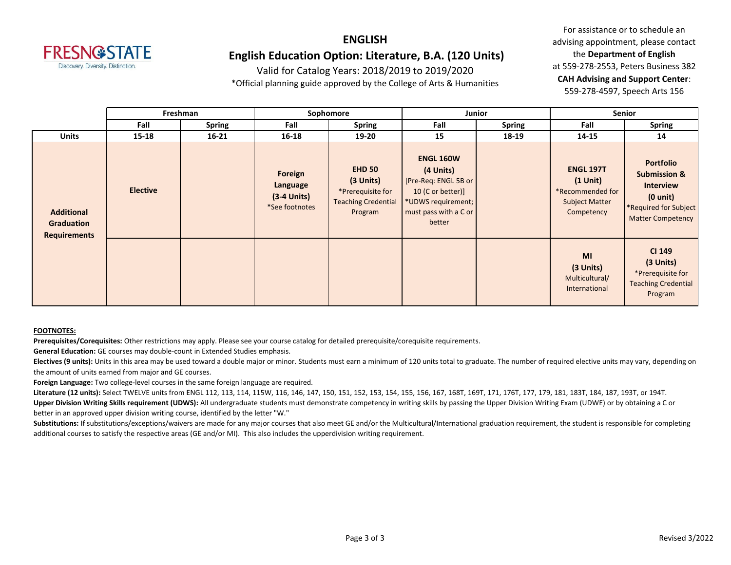# ENGLISH

## English Education Option: Literature, B.A. (120 Units)

Valid for Catalog Years: 2018/2019 to 2019/2020

*Official planning guide approved by the College of Arts & Humanities

For assistance or to schedule an advising appointment, please contact the **Department of English** at 559-278-2553, Peters Business 382
**CAH Advising and Support Center**: 559-278-4597, Speech Arts 156

| | Freshman | | Sophomore | | Junior | | Senior | |
|---|---|---|---|---|---|---|---|---|
| | Fall | Spring | Fall | Spring | Fall | Spring | Fall | Spring |
| **Units** | 15-18 | 16-21 | 16-18 | 19-20 | 15 | 18-19 | 14-15 | 14 |
| **Additional Graduation Requirements** | **Elective** | | **Foreign Language (3-4 Units)** *See footnotes | **EHD 50 (3 Units)** *Prerequisite for Teaching Credential Program | **ENGL 160W (4 Units)** [Pre-Req: ENGL 5B or 10 (C or better)] *UDWS requirement; must pass with a C or better | | **ENGL 197T (1 Unit)** *Recommended for Subject Matter Competency | **Portfolio Submission & Interview (0 unit)** *Required for Subject Matter Competency |
| | | | | | | | **MI (3 Units)** Multicultural/ International | **CI 149 (3 Units)** *Prerequisite for Teaching Credential Program |

**FOOTNOTES:**

**Prerequisites/Corequisites:** Other restrictions may apply. Please see your course catalog for detailed prerequisite/corequisite requirements.

**General Education:** GE courses may double-count in Extended Studies emphasis.

**Electives (9 units):** Units in this area may be used toward a double major or minor. Students must earn a minimum of 120 units total to graduate. The number of required elective units may vary, depending on the amount of units earned from major and GE courses.

**Foreign Language:** Two college-level courses in the same foreign language are required.

**Literature (12 units):** Select TWELVE units from ENGL 112, 113, 114, 115W, 116, 146, 147, 150, 151, 152, 153, 154, 155, 156, 167, 168T, 169T, 171, 176T, 177, 179, 181, 183T, 184, 187, 193T, or 194T.

**Upper Division Writing Skills requirement (UDWS):** All undergraduate students must demonstrate competency in writing skills by passing the Upper Division Writing Exam (UDWE) or by obtaining a C or better in an approved upper division writing course, identified by the letter "W."

**Substitutions:** If substitutions/exceptions/waivers are made for any major courses that also meet GE and/or the Multicultural/International graduation requirement, the student is responsible for completing additional courses to satisfy the respective areas (GE and/or MI). This also includes the upperdivision writing requirement.

Revised 3/2022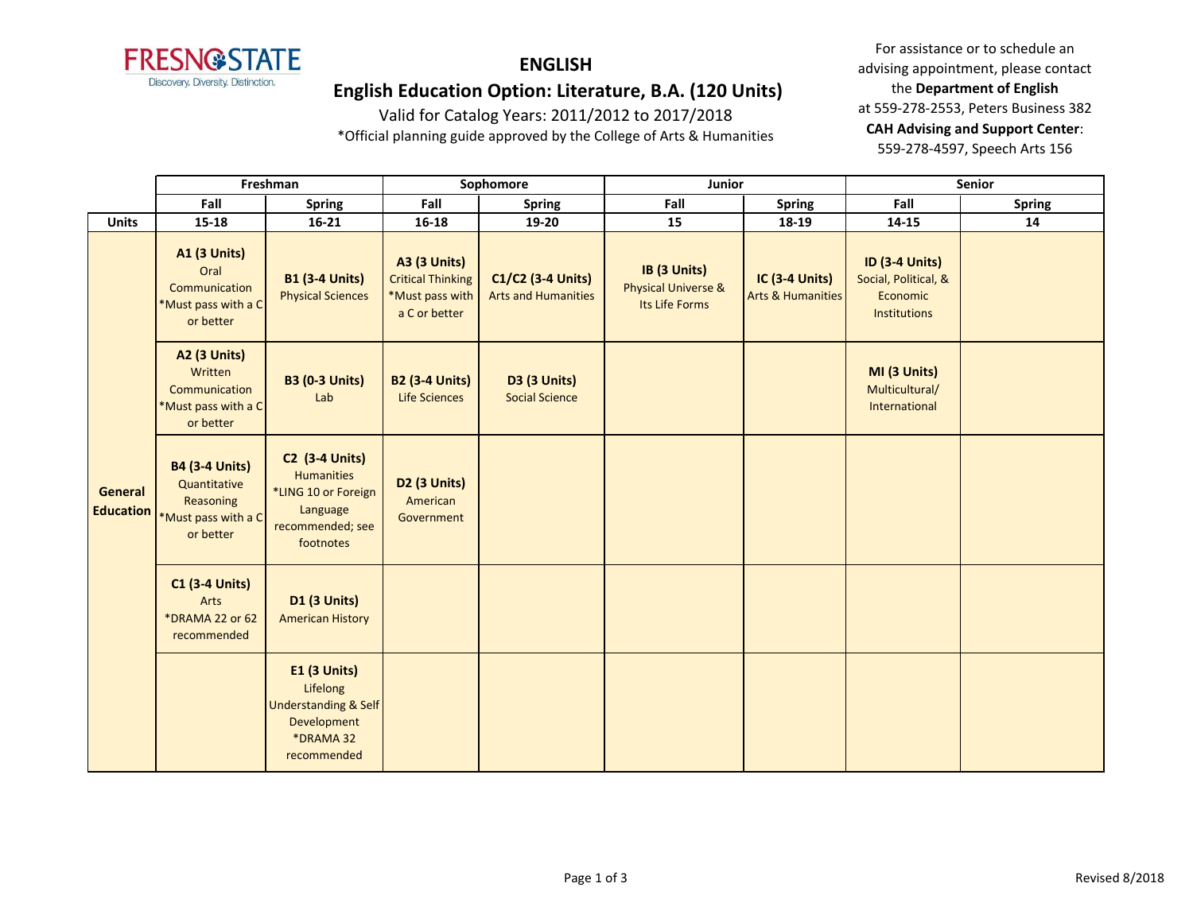# ENGLISH

## English Education Option: Literature, B.A. (120 Units)

Valid for Catalog Years: 2011/2012 to 2017/2018

*Official planning guide approved by the College of Arts & Humanities

For assistance or to schedule an advising appointment, please contact the **Department of English** at 559-278-2553, Peters Business 382
**CAH Advising and Support Center**: 559-278-4597, Speech Arts 156

| | Freshman | | Sophomore | | Junior | | Senior | |
|---|---|---|---|---|---|---|---|---|
| | Fall | Spring | Fall | Spring | Fall | Spring | Fall | Spring |
| **Units** | 15-18 | 16-21 | 16-18 | 19-20 | 15 | 18-19 | 14-15 | 14 |
| **General Education** | **A1 (3 Units)** Oral Communication *Must pass with a C or better | **B1 (3-4 Units)** Physical Sciences | **A3 (3 Units)** Critical Thinking *Must pass with a C or better | **C1/C2 (3-4 Units)** Arts and Humanities | **IB (3 Units)** Physical Universe & Its Life Forms | **IC (3-4 Units)** Arts & Humanities | **ID (3-4 Units)** Social, Political, & Economic Institutions | |
| | **A2 (3 Units)** Written Communication *Must pass with a C or better | **B3 (0-3 Units)** Lab | **B2 (3-4 Units)** Life Sciences | **D3 (3 Units)** Social Science | | | **MI (3 Units)** Multicultural/ International | |
| | **B4 (3-4 Units)** Quantitative Reasoning *Must pass with a C or better | **C2 (3-4 Units)** Humanities *LING 10 or Foreign Language recommended; see footnotes | **D2 (3 Units)** American Government | | | | | |
| | **C1 (3-4 Units)** Arts *DRAMA 22 or 62 recommended | **D1 (3 Units)** American History | | | | | | |
| | | **E1 (3 Units)** Lifelong Understanding & Self Development *DRAMA 32 recommended | | | | | | |

Revised 8/2018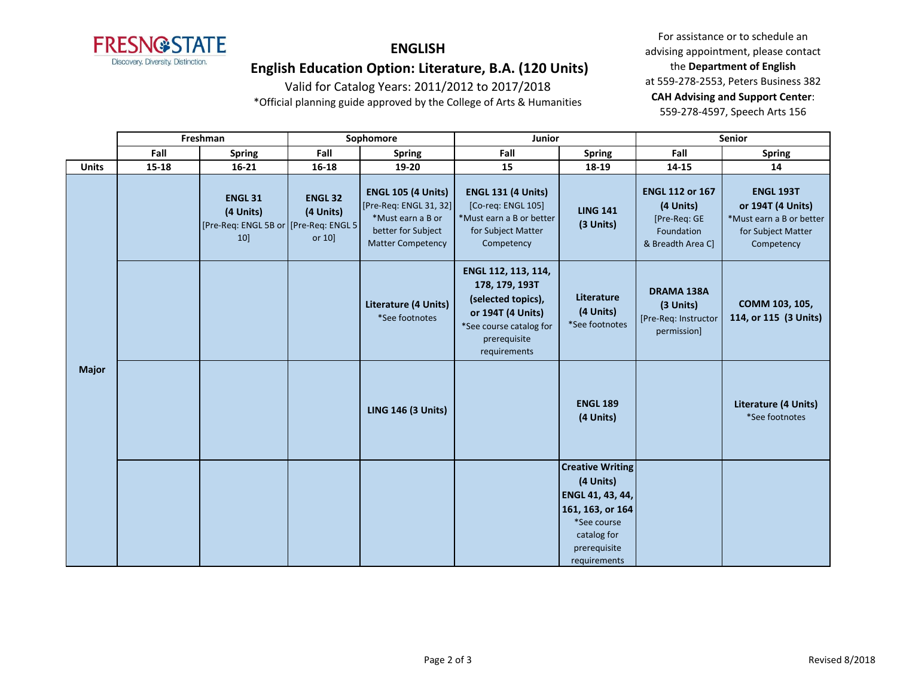# ENGLISH

## English Education Option: Literature, B.A. (120 Units)

Valid for Catalog Years: 2011/2012 to 2017/2018

*Official planning guide approved by the College of Arts & Humanities

For assistance or to schedule an advising appointment, please contact the **Department of English** at 559-278-2553, Peters Business 382

**CAH Advising and Support Center**: 559-278-4597, Speech Arts 156

| | Freshman | | Sophomore | | Junior | | Senior | |
|---|---|---|---|---|---|---|---|---|
| | **Fall** | **Spring** | **Fall** | **Spring** | **Fall** | **Spring** | **Fall** | **Spring** |
| **Units** | **15-18** | **16-21** | **16-18** | **19-20** | **15** | **18-19** | **14-15** | **14** |
| **Major** | | **ENGL 31 (4 Units)** [Pre-Req: ENGL 5B or 10] | **ENGL 32 (4 Units)** [Pre-Req: ENGL 5 or 10] | **ENGL 105 (4 Units)** [Pre-Req: ENGL 31, 32] *Must earn a B or better for Subject Matter Competency | **ENGL 131 (4 Units)** [Co-req: ENGL 105] *Must earn a B or better for Subject Matter Competency | **LING 141 (3 Units)** | **ENGL 112 or 167 (4 Units)** [Pre-Req: GE Foundation & Breadth Area C] | **ENGL 193T or 194T (4 Units)** *Must earn a B or better for Subject Matter Competency |
| | | | | **Literature (4 Units)** *See footnotes | **ENGL 112, 113, 114, 178, 179, 193T (selected topics), or 194T (4 Units)** *See course catalog for prerequisite requirements | **Literature (4 Units)** *See footnotes | **DRAMA 138A (3 Units)** [Pre-Req: Instructor permission] | **COMM 103, 105, 114, or 115 (3 Units)** |
| | | | | **LING 146 (3 Units)** | | **ENGL 189 (4 Units)** | | **Literature (4 Units)** *See footnotes |
| | | | | | | **Creative Writing (4 Units) ENGL 41, 43, 44, 161, 163, or 164** *See course catalog for prerequisite requirements | | |

Revised 8/2018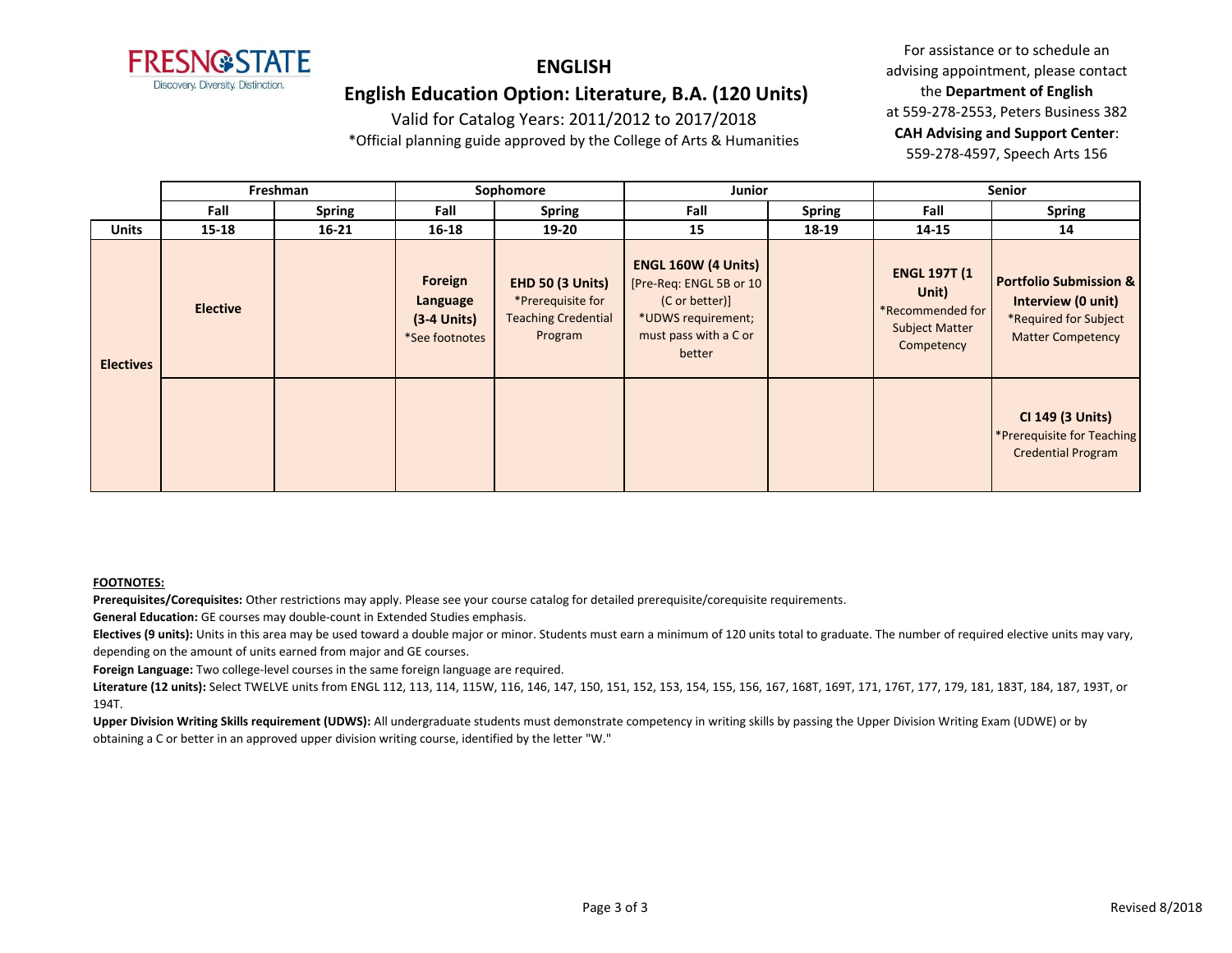**ENGLISH**

# English Education Option: Literature, B.A. (120 Units)

Valid for Catalog Years: 2011/2012 to 2017/2018

*Official planning guide approved by the College of Arts & Humanities

For assistance or to schedule an advising appointment, please contact the **Department of English** at 559-278-2553, Peters Business 382

**CAH Advising and Support Center**: 559-278-4597, Speech Arts 156

| | Freshman | | Sophomore | | Junior | | Senior | |
|---|---|---|---|---|---|---|---|---|
| | **Fall** | **Spring** | **Fall** | **Spring** | **Fall** | **Spring** | **Fall** | **Spring** |
| **Units** | **15-18** | **16-21** | **16-18** | **19-20** | **15** | **18-19** | **14-15** | **14** |
| **Electives** | **Elective** | | **Foreign Language (3-4 Units)** *See footnotes | **EHD 50 (3 Units)** *Prerequisite for Teaching Credential Program | **ENGL 160W (4 Units)** [Pre-Req: ENGL 5B or 10 (C or better)] *UDWS requirement; must pass with a C or better | | **ENGL 197T (1 Unit)** *Recommended for Subject Matter Competency | **Portfolio Submission & Interview (0 unit)** *Required for Subject Matter Competency |
| | | | | | | | | **CI 149 (3 Units)** *Prerequisite for Teaching Credential Program |

**FOOTNOTES:**

**Prerequisites/Corequisites:** Other restrictions may apply. Please see your course catalog for detailed prerequisite/corequisite requirements.

**General Education:** GE courses may double-count in Extended Studies emphasis.

**Electives (9 units):** Units in this area may be used toward a double major or minor. Students must earn a minimum of 120 units total to graduate. The number of required elective units may vary, depending on the amount of units earned from major and GE courses.

**Foreign Language:** Two college-level courses in the same foreign language are required.

**Literature (12 units):** Select TWELVE units from ENGL 112, 113, 114, 115W, 116, 146, 147, 150, 151, 152, 153, 154, 155, 156, 167, 168T, 169T, 171, 176T, 177, 179, 181, 183T, 184, 187, 193T, or 194T.

**Upper Division Writing Skills requirement (UDWS):** All undergraduate students must demonstrate competency in writing skills by passing the Upper Division Writing Exam (UDWE) or by obtaining a C or better in an approved upper division writing course, identified by the letter "W."

Revised 8/2018